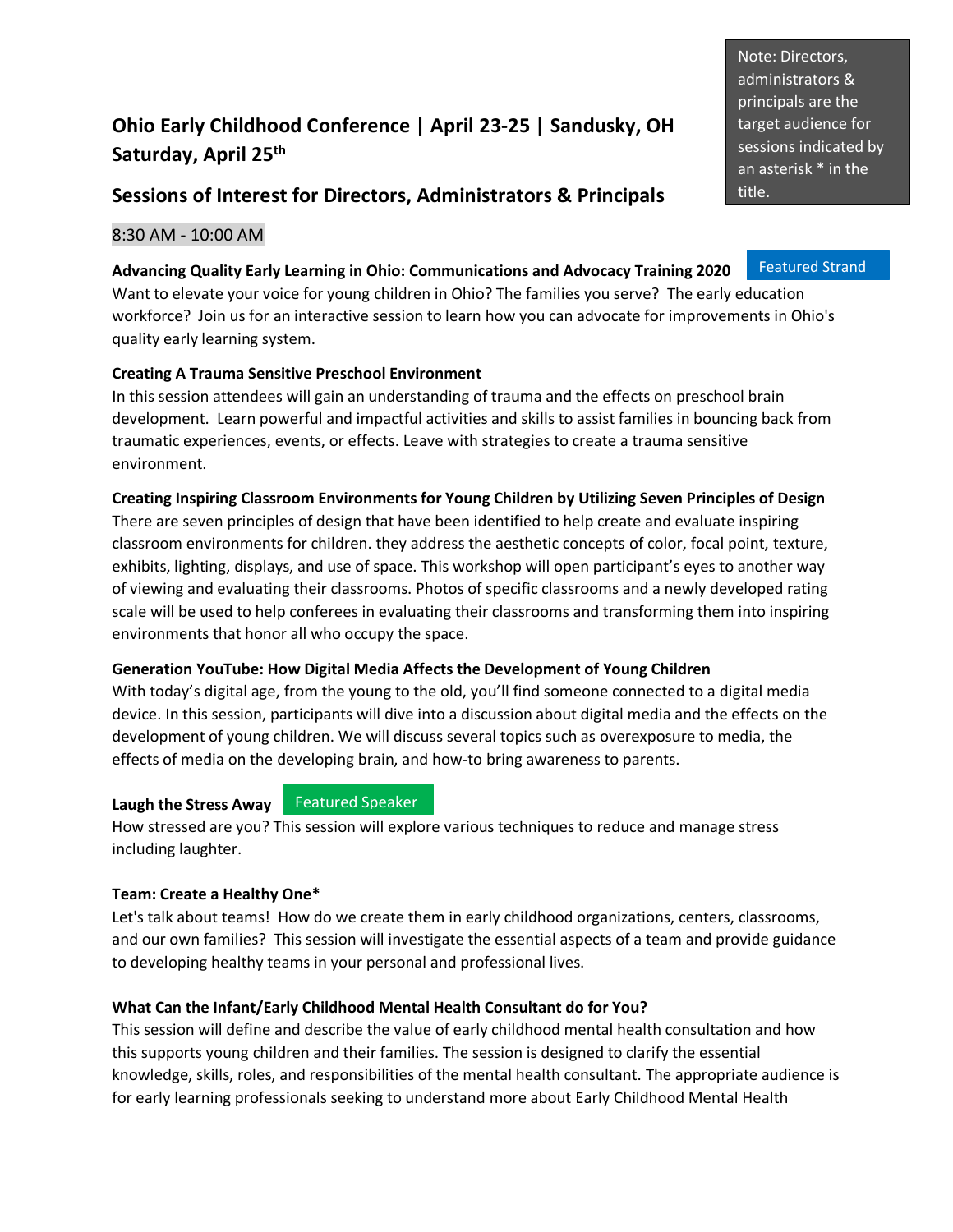Note: Directors, administrators & principals are the target audience for sessions indicated by an asterisk * in the title.

## Ohio Early Childhood Conference | April 23-25 | Sandusky, OH
## Saturday, April 25th

## Sessions of Interest for Directors, Administrators & Principals

### 8:30 AM - 10:00 AM

**Advancing Quality Early Learning in Ohio: Communications and Advocacy Training 2020** Featured Strand

Want to elevate your voice for young children in Ohio? The families you serve? The early education workforce? Join us for an interactive session to learn how you can advocate for improvements in Ohio's quality early learning system.

**Creating A Trauma Sensitive Preschool Environment**

In this session attendees will gain an understanding of trauma and the effects on preschool brain development. Learn powerful and impactful activities and skills to assist families in bouncing back from traumatic experiences, events, or effects. Leave with strategies to create a trauma sensitive environment.

**Creating Inspiring Classroom Environments for Young Children by Utilizing Seven Principles of Design**

There are seven principles of design that have been identified to help create and evaluate inspiring classroom environments for children. they address the aesthetic concepts of color, focal point, texture, exhibits, lighting, displays, and use of space. This workshop will open participant's eyes to another way of viewing and evaluating their classrooms. Photos of specific classrooms and a newly developed rating scale will be used to help conferees in evaluating their classrooms and transforming them into inspiring environments that honor all who occupy the space.

**Generation YouTube: How Digital Media Affects the Development of Young Children**

With today's digital age, from the young to the old, you'll find someone connected to a digital media device. In this session, participants will dive into a discussion about digital media and the effects on the development of young children. We will discuss several topics such as overexposure to media, the effects of media on the developing brain, and how-to bring awareness to parents.

**Laugh the Stress Away** Featured Speaker

How stressed are you? This session will explore various techniques to reduce and manage stress including laughter.

**Team: Create a Healthy One***

Let's talk about teams! How do we create them in early childhood organizations, centers, classrooms, and our own families? This session will investigate the essential aspects of a team and provide guidance to developing healthy teams in your personal and professional lives.

**What Can the Infant/Early Childhood Mental Health Consultant do for You?**

This session will define and describe the value of early childhood mental health consultation and how this supports young children and their families. The session is designed to clarify the essential knowledge, skills, roles, and responsibilities of the mental health consultant. The appropriate audience is for early learning professionals seeking to understand more about Early Childhood Mental Health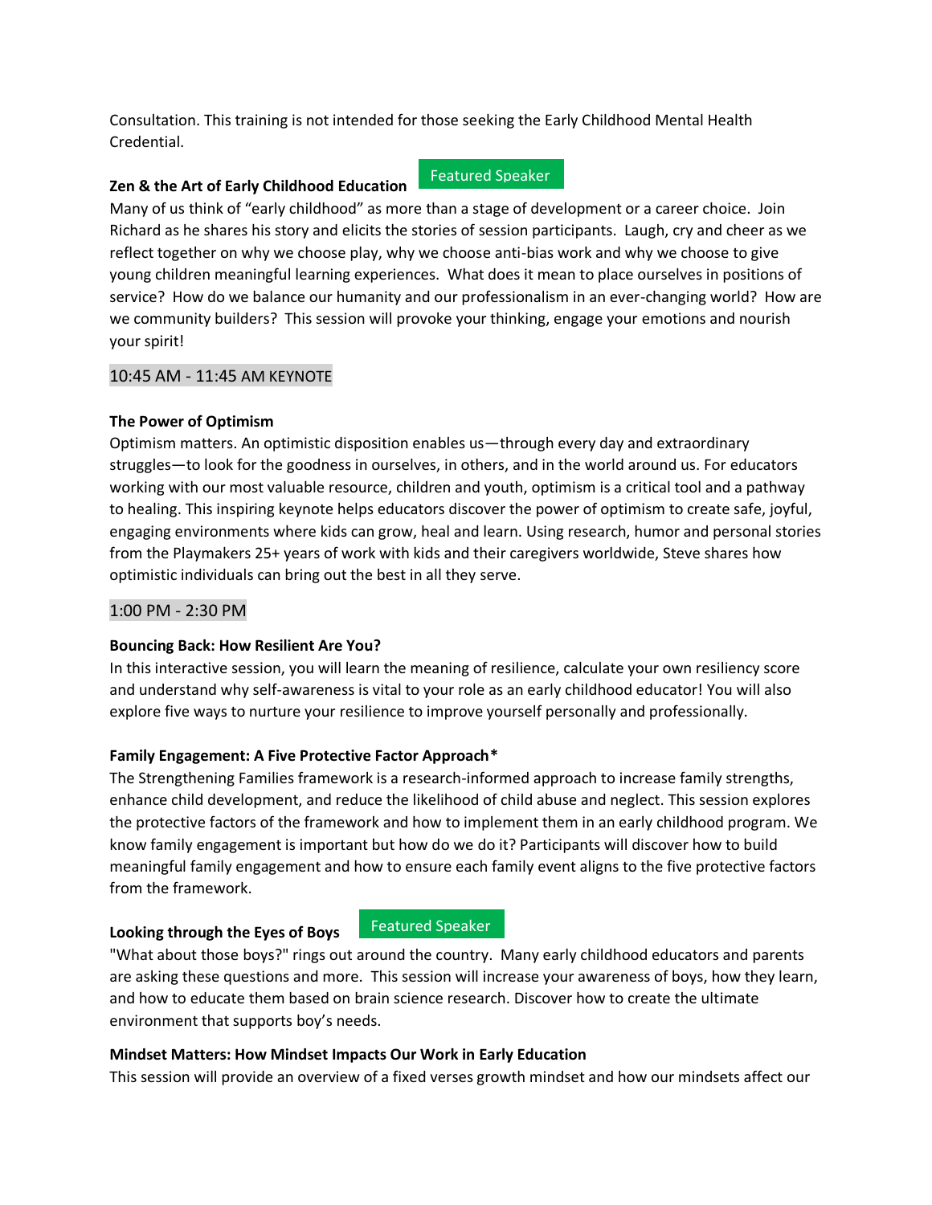Consultation. This training is not intended for those seeking the Early Childhood Mental Health Credential.

**Zen & the Art of Early Childhood Education** Featured Speaker

Many of us think of "early childhood" as more than a stage of development or a career choice. Join Richard as he shares his story and elicits the stories of session participants. Laugh, cry and cheer as we reflect together on why we choose play, why we choose anti-bias work and why we choose to give young children meaningful learning experiences. What does it mean to place ourselves in positions of service? How do we balance our humanity and our professionalism in an ever-changing world? How are we community builders? This session will provoke your thinking, engage your emotions and nourish your spirit!

10:45 AM - 11:45 AM KEYNOTE

**The Power of Optimism**

Optimism matters. An optimistic disposition enables us—through every day and extraordinary struggles—to look for the goodness in ourselves, in others, and in the world around us. For educators working with our most valuable resource, children and youth, optimism is a critical tool and a pathway to healing. This inspiring keynote helps educators discover the power of optimism to create safe, joyful, engaging environments where kids can grow, heal and learn. Using research, humor and personal stories from the Playmakers 25+ years of work with kids and their caregivers worldwide, Steve shares how optimistic individuals can bring out the best in all they serve.

1:00 PM - 2:30 PM

**Bouncing Back: How Resilient Are You?**

In this interactive session, you will learn the meaning of resilience, calculate your own resiliency score and understand why self-awareness is vital to your role as an early childhood educator! You will also explore five ways to nurture your resilience to improve yourself personally and professionally.

**Family Engagement: A Five Protective Factor Approach***

The Strengthening Families framework is a research-informed approach to increase family strengths, enhance child development, and reduce the likelihood of child abuse and neglect. This session explores the protective factors of the framework and how to implement them in an early childhood program. We know family engagement is important but how do we do it? Participants will discover how to build meaningful family engagement and how to ensure each family event aligns to the five protective factors from the framework.

**Looking through the Eyes of Boys** Featured Speaker

"What about those boys?" rings out around the country. Many early childhood educators and parents are asking these questions and more. This session will increase your awareness of boys, how they learn, and how to educate them based on brain science research. Discover how to create the ultimate environment that supports boy's needs.

**Mindset Matters: How Mindset Impacts Our Work in Early Education**

This session will provide an overview of a fixed verses growth mindset and how our mindsets affect our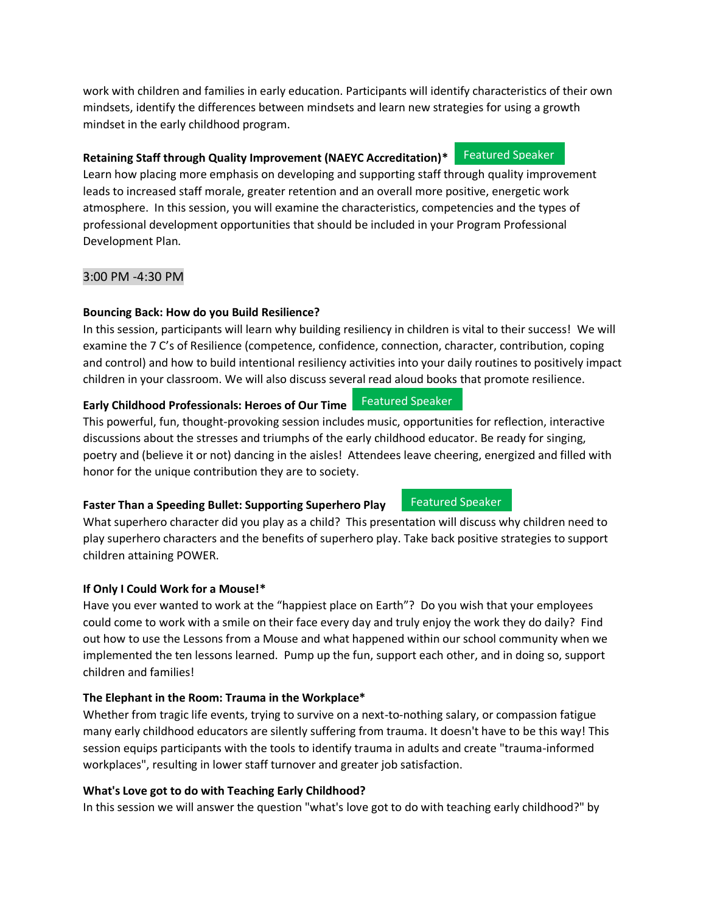work with children and families in early education. Participants will identify characteristics of their own mindsets, identify the differences between mindsets and learn new strategies for using a growth mindset in the early childhood program.

**Retaining Staff through Quality Improvement (NAEYC Accreditation)*** Featured Speaker

Learn how placing more emphasis on developing and supporting staff through quality improvement leads to increased staff morale, greater retention and an overall more positive, energetic work atmosphere. In this session, you will examine the characteristics, competencies and the types of professional development opportunities that should be included in your Program Professional Development Plan.

3:00 PM -4:30 PM

**Bouncing Back: How do you Build Resilience?**

In this session, participants will learn why building resiliency in children is vital to their success! We will examine the 7 C's of Resilience (competence, confidence, connection, character, contribution, coping and control) and how to build intentional resiliency activities into your daily routines to positively impact children in your classroom. We will also discuss several read aloud books that promote resilience.

**Early Childhood Professionals: Heroes of Our Time** Featured Speaker

This powerful, fun, thought-provoking session includes music, opportunities for reflection, interactive discussions about the stresses and triumphs of the early childhood educator. Be ready for singing, poetry and (believe it or not) dancing in the aisles! Attendees leave cheering, energized and filled with honor for the unique contribution they are to society.

**Faster Than a Speeding Bullet: Supporting Superhero Play** Featured Speaker

What superhero character did you play as a child? This presentation will discuss why children need to play superhero characters and the benefits of superhero play. Take back positive strategies to support children attaining POWER.

**If Only I Could Work for a Mouse!***

Have you ever wanted to work at the "happiest place on Earth"? Do you wish that your employees could come to work with a smile on their face every day and truly enjoy the work they do daily? Find out how to use the Lessons from a Mouse and what happened within our school community when we implemented the ten lessons learned. Pump up the fun, support each other, and in doing so, support children and families!

**The Elephant in the Room: Trauma in the Workplace***

Whether from tragic life events, trying to survive on a next-to-nothing salary, or compassion fatigue many early childhood educators are silently suffering from trauma. It doesn't have to be this way! This session equips participants with the tools to identify trauma in adults and create "trauma-informed workplaces", resulting in lower staff turnover and greater job satisfaction.

**What's Love got to do with Teaching Early Childhood?**

In this session we will answer the question "what's love got to do with teaching early childhood?" by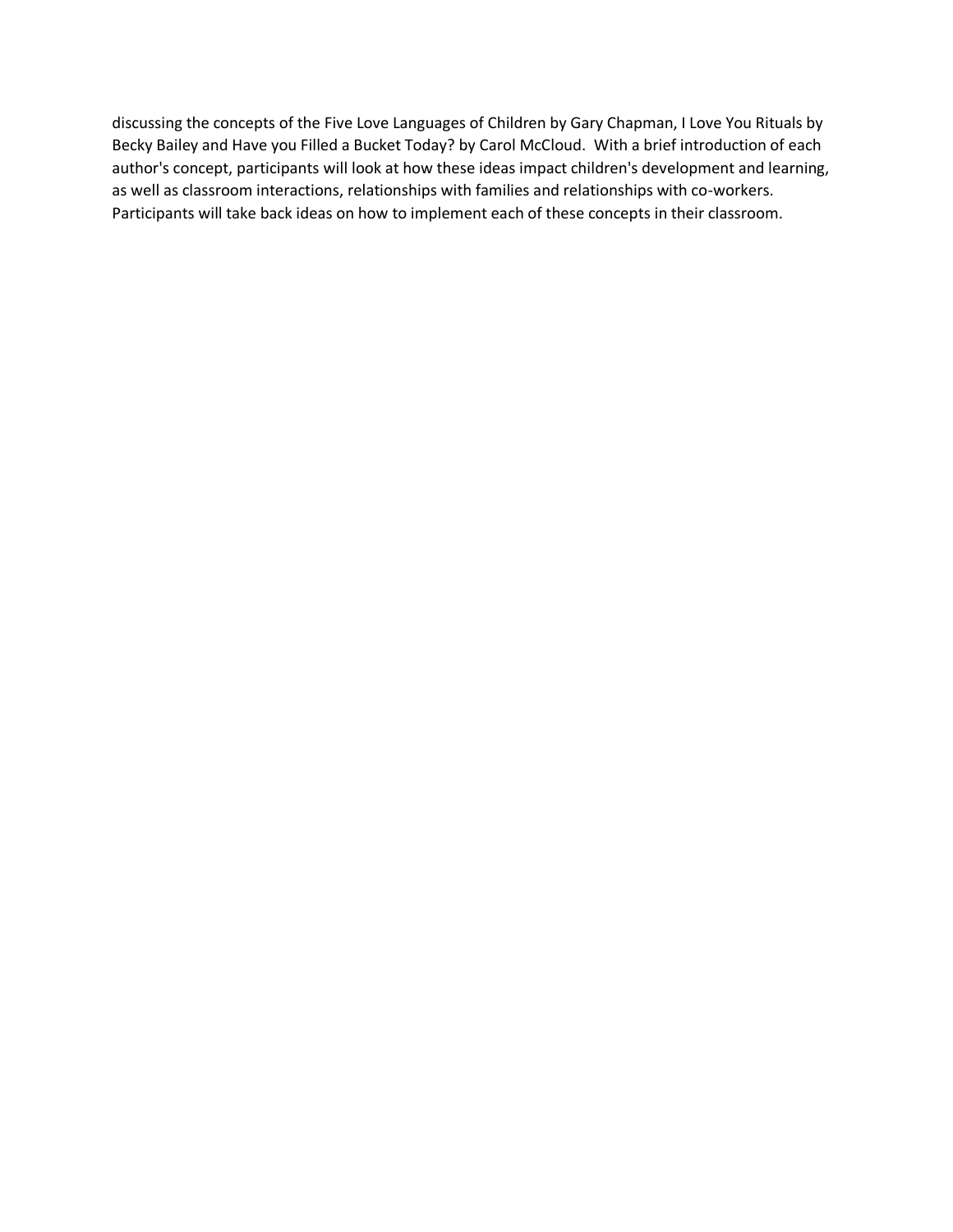discussing the concepts of the Five Love Languages of Children by Gary Chapman, I Love You Rituals by Becky Bailey and Have you Filled a Bucket Today? by Carol McCloud. With a brief introduction of each author's concept, participants will look at how these ideas impact children's development and learning, as well as classroom interactions, relationships with families and relationships with co-workers. Participants will take back ideas on how to implement each of these concepts in their classroom.